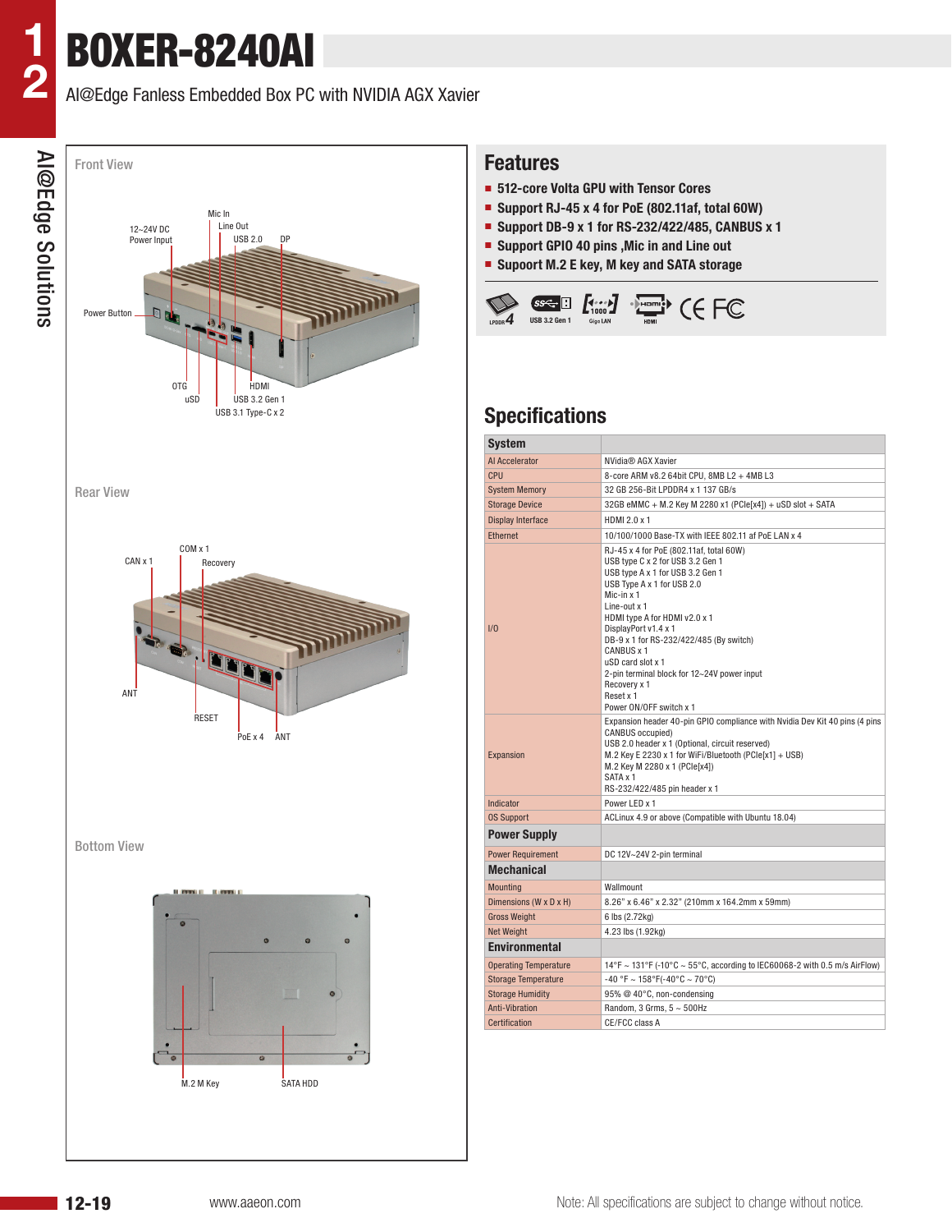# BOXER-8240AI

AI@Edge Fanless Embedded Box PC with NVIDIA AGX Xavier

## Front View

12~24V DC Power Input
Mic In
Line Out
USB 2.0
DP
Power Button
OTG
uSD
HDMI
USB 3.2 Gen 1
USB 3.1 Type-C x 2

## Rear View

CAN x 1
COM x 1
Recovery
ANT
RESET
PoE x 4
ANT

## Bottom View

M.2 M Key
SATA HDD

## Features

- 512-core Volta GPU with Tensor Cores
- Support RJ-45 x 4 for PoE (802.11af, total 60W)
- Support DB-9 x 1 for RS-232/422/485, CANBUS x 1
- Support GPIO 40 pins ,Mic in and Line out
- Suppoart M.2 E key, M key and SATA storage

LPDDR4 | USB 3.2 Gen 1 | Giga LAN | HDMI | CE FC

## Specifications

| System | |
|---|---|
| AI Accelerator | NVidia® AGX Xavier |
| CPU | 8-core ARM v8.2 64bit CPU, 8MB L2 + 4MB L3 |
| System Memory | 32 GB 256-Bit LPDDR4 x 1 137 GB/s |
| Storage Device | 32GB eMMC + M.2 Key M 2280 x1 (PCIe[x4]) + uSD slot + SATA |
| Display Interface | HDMI 2.0 x 1 |
| Ethernet | 10/100/1000 Base-TX with IEEE 802.11 af PoE LAN x 4 |
| I/O | RJ-45 x 4 for PoE (802.11af, total 60W)<br>USB type C x 2 for USB 3.2 Gen 1<br>USB type A x 1 for USB 3.2 Gen 1<br>USB Type A x 1 for USB 2.0<br>Mic-in x 1<br>Line-out x 1<br>HDMI type A for HDMI v2.0 x 1<br>DisplayPort v1.4 x 1<br>DB-9 x 1 for RS-232/422/485 (By switch)<br>CANBUS x 1<br>uSD card slot x 1<br>2-pin terminal block for 12~24V power input<br>Recovery x 1<br>Reset x 1<br>Power ON/OFF switch x 1 |
| Expansion | Expansion header 40-pin GPIO compliance with Nvidia Dev Kit 40 pins (4 pins CANBUS occupied)<br>USB 2.0 header x 1 (Optional, circuit reserved)<br>M.2 Key E 2230 x 1 for WiFi/Bluetooth (PCIe[x1] + USB)<br>M.2 Key M 2280 x 1 (PCIe[x4])<br>SATA x 1<br>RS-232/422/485 pin header x 1 |
| Indicator | Power LED x 1 |
| OS Support | ACLinux 4.9 or above (Compatible with Ubuntu 18.04) |
| **Power Supply** | |
| Power Requirement | DC 12V~24V 2-pin terminal |
| **Mechanical** | |
| Mounting | Wallmount |
| Dimensions (W x D x H) | 8.26" x 6.46" x 2.32" (210mm x 164.2mm x 59mm) |
| Gross Weight | 6 lbs (2.72kg) |
| Net Weight | 4.23 lbs (1.92kg) |
| **Environmental** | |
| Operating Temperature | 14°F ~ 131°F (-10°C ~ 55°C, according to IEC60068-2 with 0.5 m/s AirFlow) |
| Storage Temperature | -40 °F ~ 158°F(-40°C ~ 70°C) |
| Storage Humidity | 95% @ 40°C, non-condensing |
| Anti-Vibration | Random, 3 Grms, 5 ~ 500Hz |
| Certification | CE/FCC class A |

www.aaeon.com

Note: All specifications are subject to change without notice.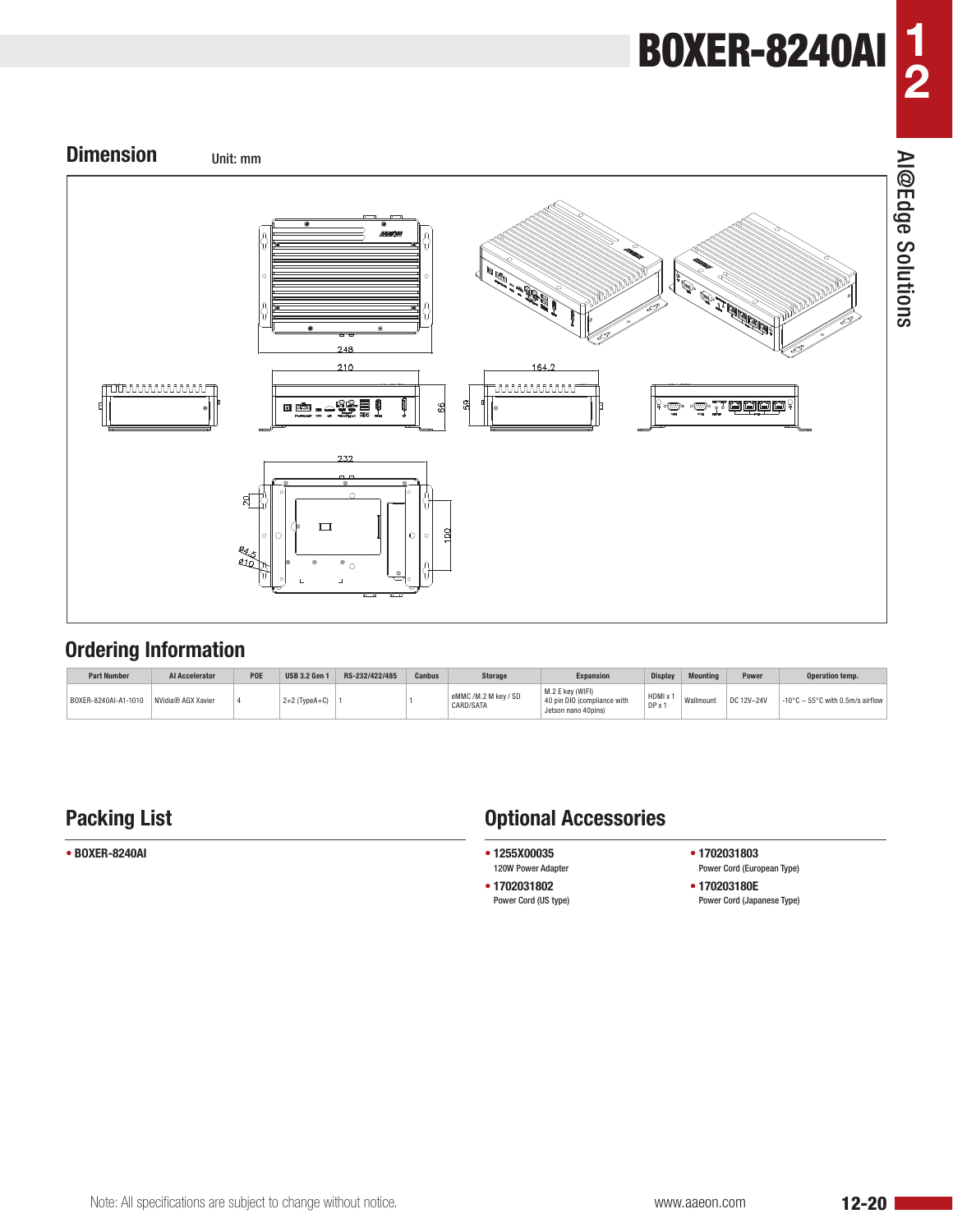# BOXER-8240AI

## Dimension

Unit: mm

248

210

164.2

66

59

232

20

100

Ø4.5

Ø10

## Ordering Information

| Part Number | AI Accelerator | POE | USB 3.2 Gen 1 | RS-232/422/485 | Canbus | Storage | Expansion | Display | Mounting | Power | Operation temp. |
|---|---|---|---|---|---|---|---|---|---|---|---|
| BOXER-8240AI-A1-1010 | NVidia® AGX Xavier | 4 | 2+2 (TypeA+C) | 1 | 1 | eMMC /M.2 M key / SD CARD/SATA | M.2 E key (WIFI) 40 pin DIO (compliance with Jetson nano 40pins) | HDMI x 1 DP x 1 | Wallmount | DC 12V~24V | -10°C ~ 55°C with 0.5m/s airflow |

## Packing List

- **BOXER-8240AI**

## Optional Accessories

- **1255X00035**
  120W Power Adapter
- **1702031802**
  Power Cord (US type)
- **1702031803**
  Power Cord (European Type)
- **170203180E**
  Power Cord (Japanese Type)

Note: All specifications are subject to change without notice.